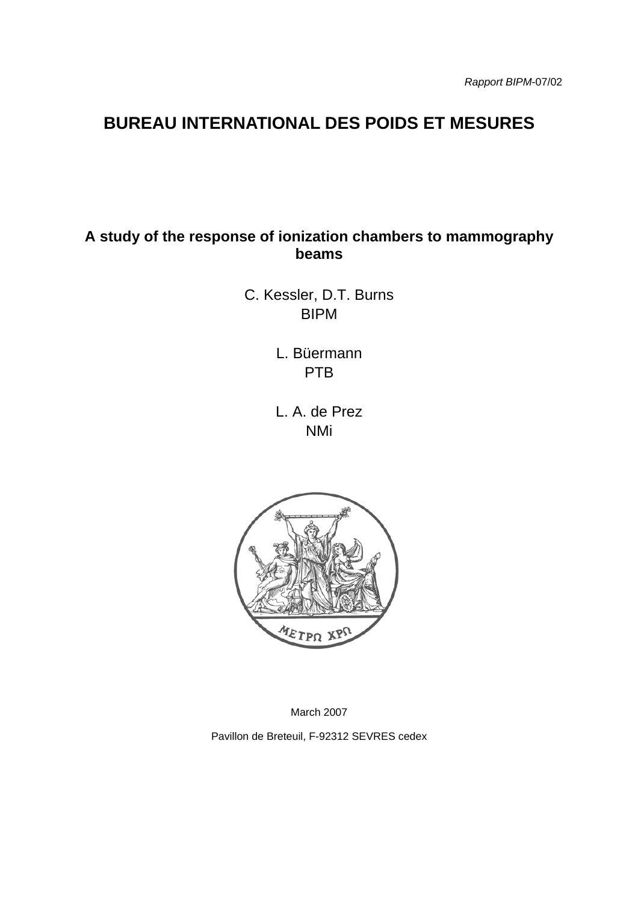*Rapport BIPM*-07/02

# BUREAU INTERNATIONAL DES POIDS ET MESURES

## A study of the response of ionization chambers to mammography beams

C. Kessler, D.T. Burns
BIPM

L. Büermann
PTB

L. A. de Prez
NMi

March 2007

Pavillon de Breteuil, F-92312 SEVRES cedex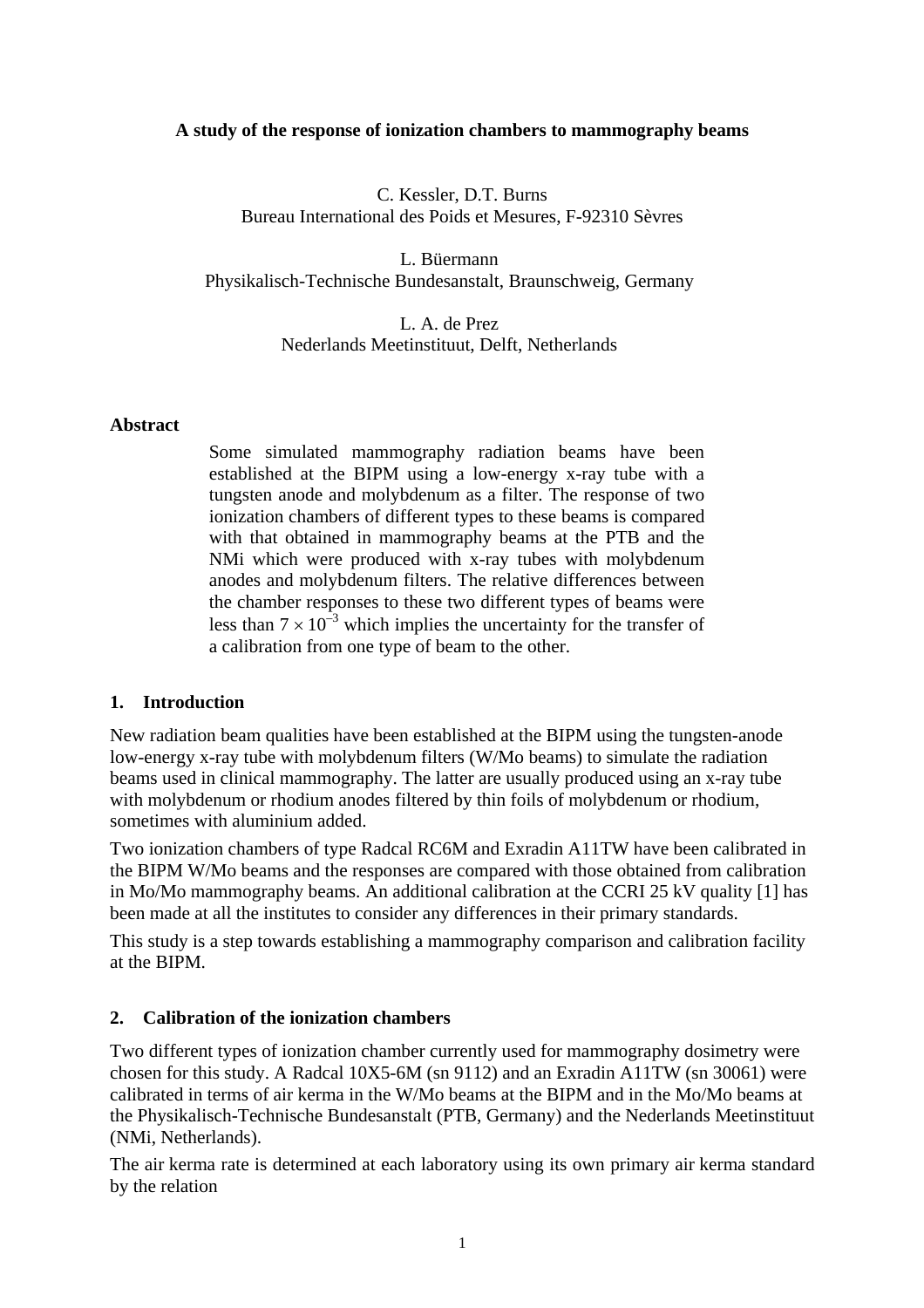**A study of the response of ionization chambers to mammography beams**

C. Kessler, D.T. Burns
Bureau International des Poids et Mesures, F-92310 Sèvres

L. Büermann
Physikalisch-Technische Bundesanstalt, Braunschweig, Germany

L. A. de Prez
Nederlands Meetinstituut, Delft, Netherlands

## Abstract

Some simulated mammography radiation beams have been established at the BIPM using a low-energy x-ray tube with a tungsten anode and molybdenum as a filter. The response of two ionization chambers of different types to these beams is compared with that obtained in mammography beams at the PTB and the NMi which were produced with x-ray tubes with molybdenum anodes and molybdenum filters. The relative differences between the chamber responses to these two different types of beams were less than $7 \times 10^{-3}$ which implies the uncertainty for the transfer of a calibration from one type of beam to the other.

## 1. Introduction

New radiation beam qualities have been established at the BIPM using the tungsten-anode low-energy x-ray tube with molybdenum filters (W/Mo beams) to simulate the radiation beams used in clinical mammography. The latter are usually produced using an x-ray tube with molybdenum or rhodium anodes filtered by thin foils of molybdenum or rhodium, sometimes with aluminium added.

Two ionization chambers of type Radcal RC6M and Exradin A11TW have been calibrated in the BIPM W/Mo beams and the responses are compared with those obtained from calibration in Mo/Mo mammography beams. An additional calibration at the CCRI 25 kV quality [1] has been made at all the institutes to consider any differences in their primary standards.

This study is a step towards establishing a mammography comparison and calibration facility at the BIPM.

## 2. Calibration of the ionization chambers

Two different types of ionization chamber currently used for mammography dosimetry were chosen for this study. A Radcal 10X5-6M (sn 9112) and an Exradin A11TW (sn 30061) were calibrated in terms of air kerma in the W/Mo beams at the BIPM and in the Mo/Mo beams at the Physikalisch-Technische Bundesanstalt (PTB, Germany) and the Nederlands Meetinstituut (NMi, Netherlands).

The air kerma rate is determined at each laboratory using its own primary air kerma standard by the relation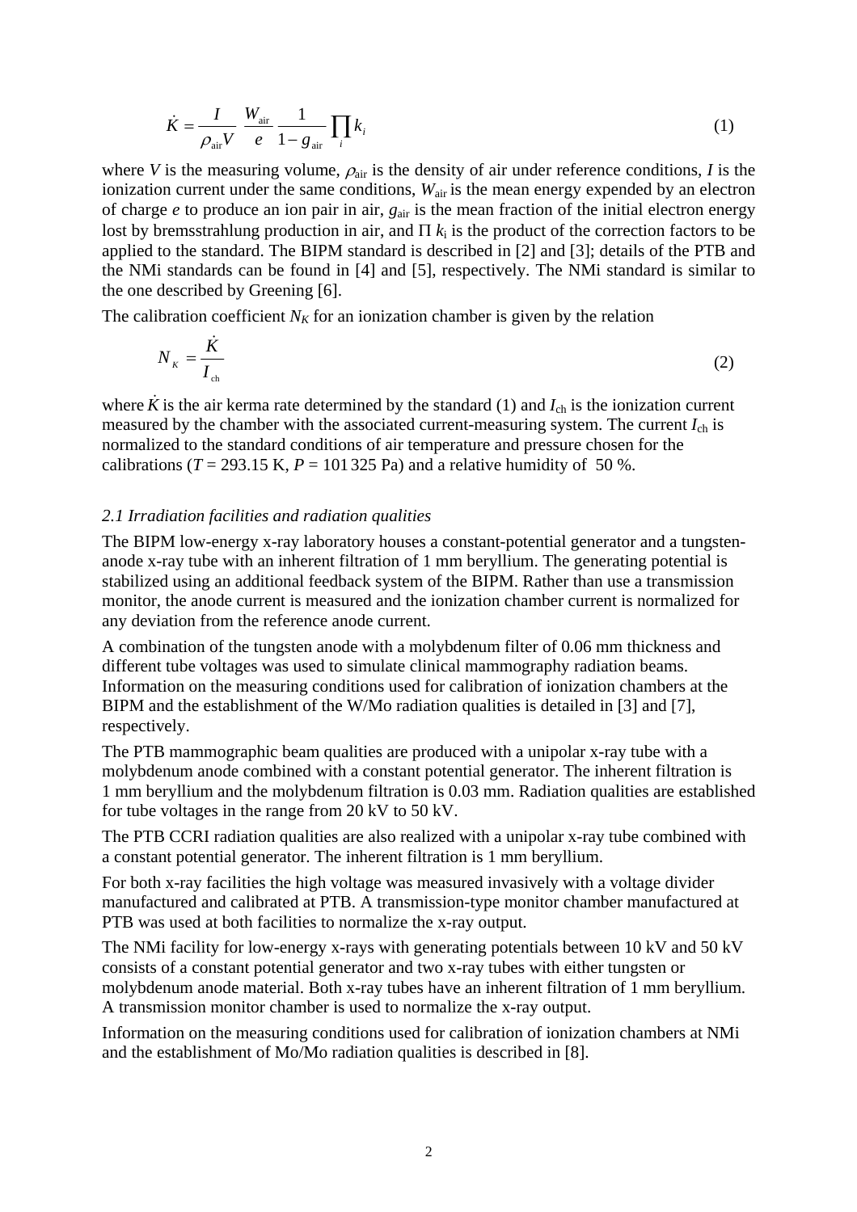$$\dot{K} = \frac{I}{\rho_{\text{air}} V} \frac{W_{\text{air}}}{e} \frac{1}{1 - g_{\text{air}}} \prod_i k_i \tag{1}$$

where $V$ is the measuring volume, $\rho_{\text{air}}$ is the density of air under reference conditions, $I$ is the ionization current under the same conditions, $W_{\text{air}}$ is the mean energy expended by an electron of charge $e$ to produce an ion pair in air, $g_{\text{air}}$ is the mean fraction of the initial electron energy lost by bremsstrahlung production in air, and $\Pi\, k_i$ is the product of the correction factors to be applied to the standard. The BIPM standard is described in [2] and [3]; details of the PTB and the NMi standards can be found in [4] and [5], respectively. The NMi standard is similar to the one described by Greening [6].

The calibration coefficient $N_K$ for an ionization chamber is given by the relation

$$N_K = \frac{\dot{K}}{I_{\text{ch}}} \tag{2}$$

where $\dot{K}$ is the air kerma rate determined by the standard (1) and $I_{\text{ch}}$ is the ionization current measured by the chamber with the associated current-measuring system. The current $I_{\text{ch}}$ is normalized to the standard conditions of air temperature and pressure chosen for the calibrations ($T$ = 293.15 K, $P$ = 101 325 Pa) and a relative humidity of 50 %.

### *2.1 Irradiation facilities and radiation qualities*

The BIPM low-energy x-ray laboratory houses a constant-potential generator and a tungsten-anode x-ray tube with an inherent filtration of 1 mm beryllium. The generating potential is stabilized using an additional feedback system of the BIPM. Rather than use a transmission monitor, the anode current is measured and the ionization chamber current is normalized for any deviation from the reference anode current.

A combination of the tungsten anode with a molybdenum filter of 0.06 mm thickness and different tube voltages was used to simulate clinical mammography radiation beams. Information on the measuring conditions used for calibration of ionization chambers at the BIPM and the establishment of the W/Mo radiation qualities is detailed in [3] and [7], respectively.

The PTB mammographic beam qualities are produced with a unipolar x-ray tube with a molybdenum anode combined with a constant potential generator. The inherent filtration is 1 mm beryllium and the molybdenum filtration is 0.03 mm. Radiation qualities are established for tube voltages in the range from 20 kV to 50 kV.

The PTB CCRI radiation qualities are also realized with a unipolar x-ray tube combined with a constant potential generator. The inherent filtration is 1 mm beryllium.

For both x-ray facilities the high voltage was measured invasively with a voltage divider manufactured and calibrated at PTB. A transmission-type monitor chamber manufactured at PTB was used at both facilities to normalize the x-ray output.

The NMi facility for low-energy x-rays with generating potentials between 10 kV and 50 kV consists of a constant potential generator and two x-ray tubes with either tungsten or molybdenum anode material. Both x-ray tubes have an inherent filtration of 1 mm beryllium. A transmission monitor chamber is used to normalize the x-ray output.

Information on the measuring conditions used for calibration of ionization chambers at NMi and the establishment of Mo/Mo radiation qualities is described in [8].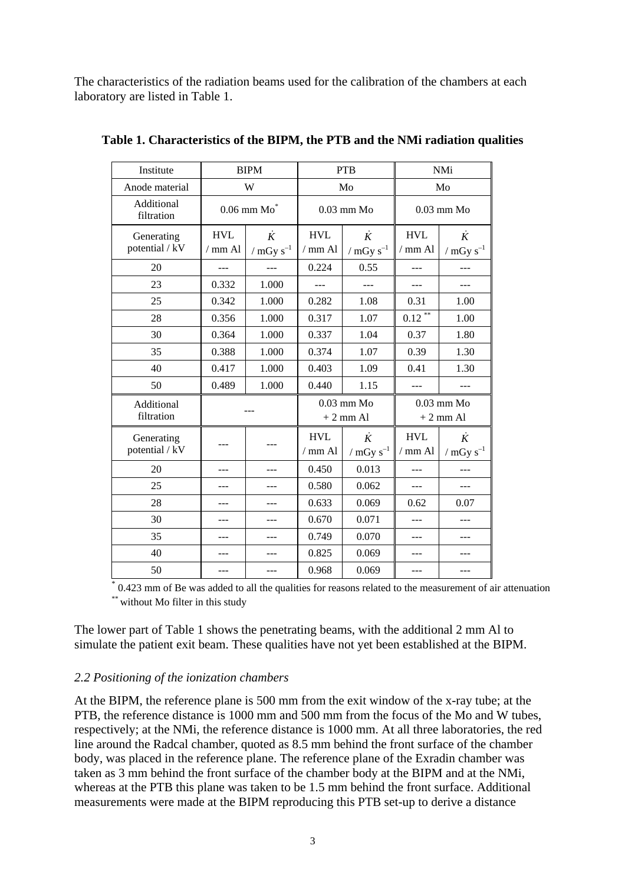The characteristics of the radiation beams used for the calibration of the chambers at each laboratory are listed in Table 1.

**Table 1. Characteristics of the BIPM, the PTB and the NMi radiation qualities**

| Institute | BIPM | | PTB | | NMi | |
|---|---|---|---|---|---|---|
| Anode material | W | | Mo | | Mo | |
| Additional filtration | 0.06 mm Mo* | | 0.03 mm Mo | | 0.03 mm Mo | |
| Generating potential / kV | HVL / mm Al | $\dot{K}$ / mGy s$^{-1}$ | HVL / mm Al | $\dot{K}$ / mGy s$^{-1}$ | HVL / mm Al | $\dot{K}$ / mGy s$^{-1}$ |
| 20 | --- | --- | 0.224 | 0.55 | --- | --- |
| 23 | 0.332 | 1.000 | --- | --- | --- | --- |
| 25 | 0.342 | 1.000 | 0.282 | 1.08 | 0.31 | 1.00 |
| 28 | 0.356 | 1.000 | 0.317 | 1.07 | 0.12 ** | 1.00 |
| 30 | 0.364 | 1.000 | 0.337 | 1.04 | 0.37 | 1.80 |
| 35 | 0.388 | 1.000 | 0.374 | 1.07 | 0.39 | 1.30 |
| 40 | 0.417 | 1.000 | 0.403 | 1.09 | 0.41 | 1.30 |
| 50 | 0.489 | 1.000 | 0.440 | 1.15 | --- | --- |
| Additional filtration | --- | | 0.03 mm Mo + 2 mm Al | | 0.03 mm Mo + 2 mm Al | |
| Generating potential / kV | --- | --- | HVL / mm Al | $\dot{K}$ / mGy s$^{-1}$ | HVL / mm Al | $\dot{K}$ / mGy s$^{-1}$ |
| 20 | --- | --- | 0.450 | 0.013 | --- | --- |
| 25 | --- | --- | 0.580 | 0.062 | --- | --- |
| 28 | --- | --- | 0.633 | 0.069 | 0.62 | 0.07 |
| 30 | --- | --- | 0.670 | 0.071 | --- | --- |
| 35 | --- | --- | 0.749 | 0.070 | --- | --- |
| 40 | --- | --- | 0.825 | 0.069 | --- | --- |
| 50 | --- | --- | 0.968 | 0.069 | --- | --- |

\* 0.423 mm of Be was added to all the qualities for reasons related to the measurement of air attenuation
\*\* without Mo filter in this study

The lower part of Table 1 shows the penetrating beams, with the additional 2 mm Al to simulate the patient exit beam. These qualities have not yet been established at the BIPM.

### *2.2 Positioning of the ionization chambers*

At the BIPM, the reference plane is 500 mm from the exit window of the x-ray tube; at the PTB, the reference distance is 1000 mm and 500 mm from the focus of the Mo and W tubes, respectively; at the NMi, the reference distance is 1000 mm. At all three laboratories, the red line around the Radcal chamber, quoted as 8.5 mm behind the front surface of the chamber body, was placed in the reference plane. The reference plane of the Exradin chamber was taken as 3 mm behind the front surface of the chamber body at the BIPM and at the NMi, whereas at the PTB this plane was taken to be 1.5 mm behind the front surface. Additional measurements were made at the BIPM reproducing this PTB set-up to derive a distance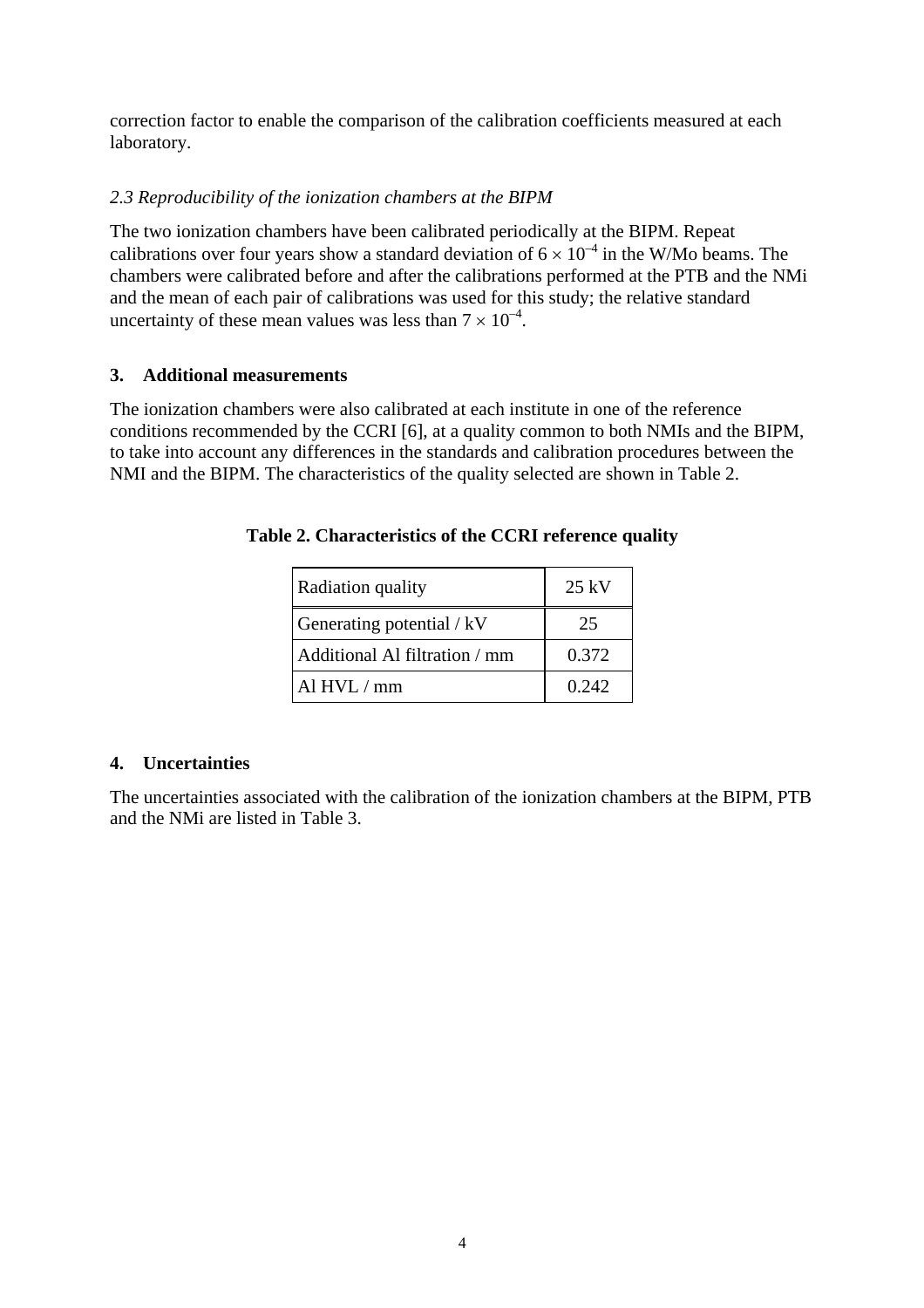correction factor to enable the comparison of the calibration coefficients measured at each laboratory.

### *2.3 Reproducibility of the ionization chambers at the BIPM*

The two ionization chambers have been calibrated periodically at the BIPM. Repeat calibrations over four years show a standard deviation of $6 \times 10^{-4}$ in the W/Mo beams. The chambers were calibrated before and after the calibrations performed at the PTB and the NMi and the mean of each pair of calibrations was used for this study; the relative standard uncertainty of these mean values was less than $7 \times 10^{-4}$.

## 3. Additional measurements

The ionization chambers were also calibrated at each institute in one of the reference conditions recommended by the CCRI [6], at a quality common to both NMIs and the BIPM, to take into account any differences in the standards and calibration procedures between the NMI and the BIPM. The characteristics of the quality selected are shown in Table 2.

**Table 2. Characteristics of the CCRI reference quality**

| Radiation quality | 25 kV |
|---|---|
| Generating potential / kV | 25 |
| Additional Al filtration / mm | 0.372 |
| Al HVL / mm | 0.242 |

## 4. Uncertainties

The uncertainties associated with the calibration of the ionization chambers at the BIPM, PTB and the NMi are listed in Table 3.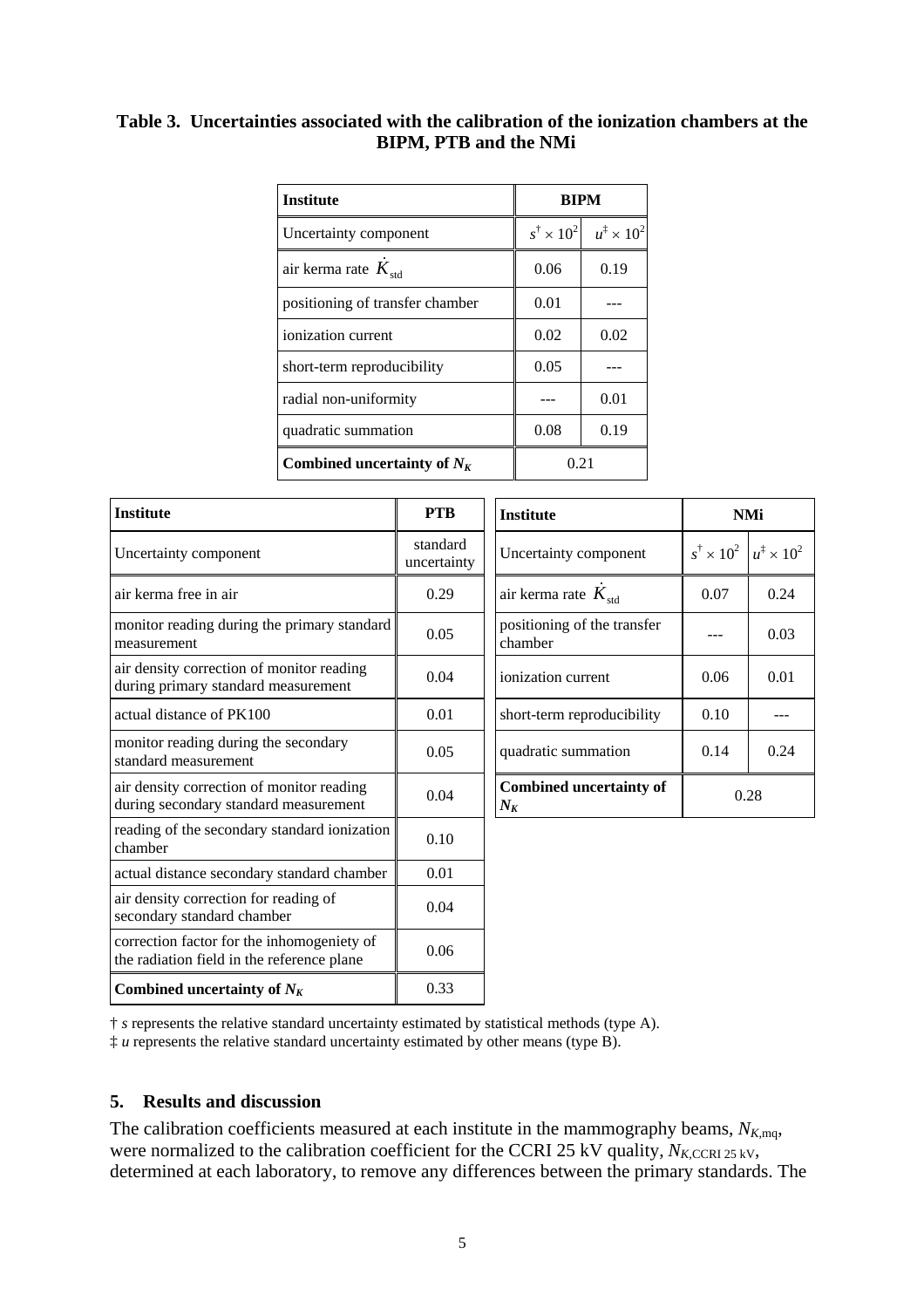**Table 3. Uncertainties associated with the calibration of the ionization chambers at the BIPM, PTB and the NMi**

| Institute | BIPM | |
|---|---|---|
| Uncertainty component | $s^{\dagger} \times 10^2$ | $u^{\ddagger} \times 10^2$ |
| air kerma rate $\dot{K}_{\mathrm{std}}$ | 0.06 | 0.19 |
| positioning of transfer chamber | 0.01 | --- |
| ionization current | 0.02 | 0.02 |
| short-term reproducibility | 0.05 | --- |
| radial non-uniformity | --- | 0.01 |
| quadratic summation | 0.08 | 0.19 |
| **Combined uncertainty of $N_K$** | 0.21 | |

| Institute | PTB |
|---|---|
| Uncertainty component | standard uncertainty |
| air kerma free in air | 0.29 |
| monitor reading during the primary standard measurement | 0.05 |
| air density correction of monitor reading during primary standard measurement | 0.04 |
| actual distance of PK100 | 0.01 |
| monitor reading during the secondary standard measurement | 0.05 |
| air density correction of monitor reading during secondary standard measurement | 0.04 |
| reading of the secondary standard ionization chamber | 0.10 |
| actual distance secondary standard chamber | 0.01 |
| air density correction for reading of secondary standard chamber | 0.04 |
| correction factor for the inhomogeneity of the radiation field in the reference plane | 0.06 |
| **Combined uncertainty of $N_K$** | 0.33 |

| Institute | NMi | |
|---|---|---|
| Uncertainty component | $s^{\dagger} \times 10^2$ | $u^{\ddagger} \times 10^2$ |
| air kerma rate $\dot{K}_{\mathrm{std}}$ | 0.07 | 0.24 |
| positioning of the transfer chamber | --- | 0.03 |
| ionization current | 0.06 | 0.01 |
| short-term reproducibility | 0.10 | --- |
| quadratic summation | 0.14 | 0.24 |
| **Combined uncertainty of $N_K$** | 0.28 | |

† *s* represents the relative standard uncertainty estimated by statistical methods (type A).
‡ *u* represents the relative standard uncertainty estimated by other means (type B).

## 5. Results and discussion

The calibration coefficients measured at each institute in the mammography beams, $N_{K,\mathrm{mq}}$, were normalized to the calibration coefficient for the CCRI 25 kV quality, $N_{K,\mathrm{CCRI\ 25\ kV}}$, determined at each laboratory, to remove any differences between the primary standards. The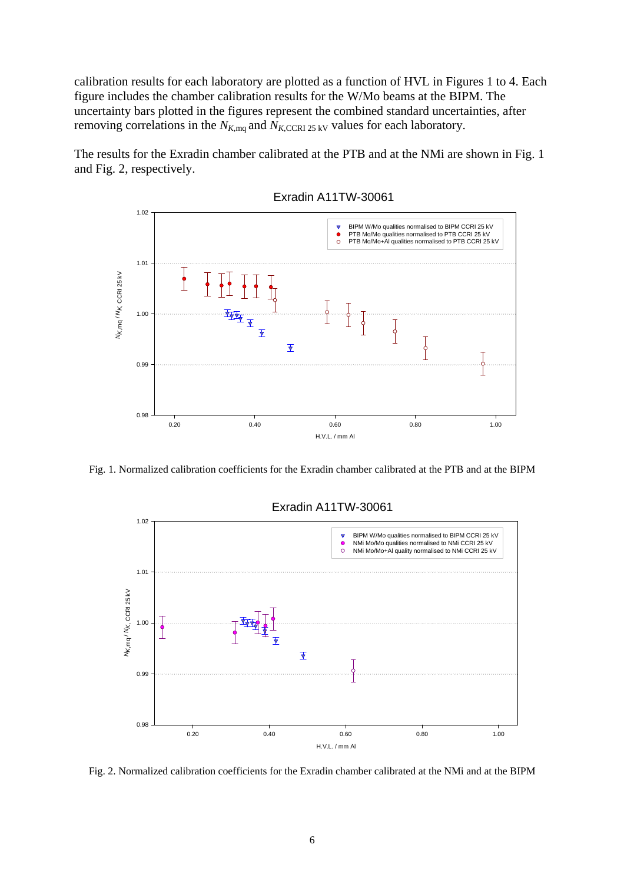calibration results for each laboratory are plotted as a function of HVL in Figures 1 to 4. Each figure includes the chamber calibration results for the W/Mo beams at the BIPM. The uncertainty bars plotted in the figures represent the combined standard uncertainties, after removing correlations in the $N_{K,\mathrm{mq}}$ and $N_{K,\mathrm{CCRI\ 25\ kV}}$ values for each laboratory.

The results for the Exradin chamber calibrated at the PTB and at the NMi are shown in Fig. 1 and Fig. 2, respectively.

Fig. 1. Normalized calibration coefficients for the Exradin chamber calibrated at the PTB and at the BIPM

Fig. 2. Normalized calibration coefficients for the Exradin chamber calibrated at the NMi and at the BIPM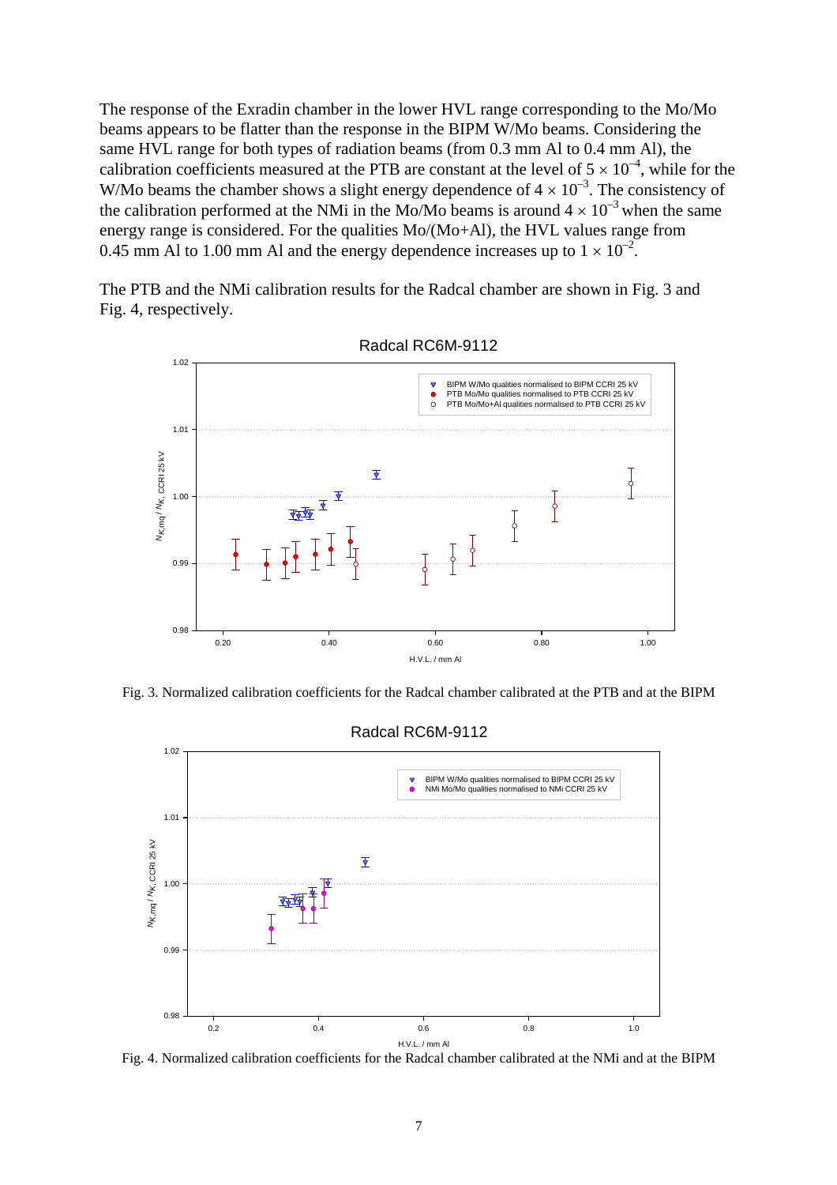The response of the Exradin chamber in the lower HVL range corresponding to the Mo/Mo beams appears to be flatter than the response in the BIPM W/Mo beams. Considering the same HVL range for both types of radiation beams (from 0.3 mm Al to 0.4 mm Al), the calibration coefficients measured at the PTB are constant at the level of $5 \times 10^{-4}$, while for the W/Mo beams the chamber shows a slight energy dependence of $4 \times 10^{-3}$. The consistency of the calibration performed at the NMi in the Mo/Mo beams is around $4 \times 10^{-3}$ when the same energy range is considered. For the qualities Mo/(Mo+Al), the HVL values range from 0.45 mm Al to 1.00 mm Al and the energy dependence increases up to $1 \times 10^{-2}$.

The PTB and the NMi calibration results for the Radcal chamber are shown in Fig. 3 and Fig. 4, respectively.

Fig. 3. Normalized calibration coefficients for the Radcal chamber calibrated at the PTB and at the BIPM

Fig. 4. Normalized calibration coefficients for the Radcal chamber calibrated at the NMi and at the BIPM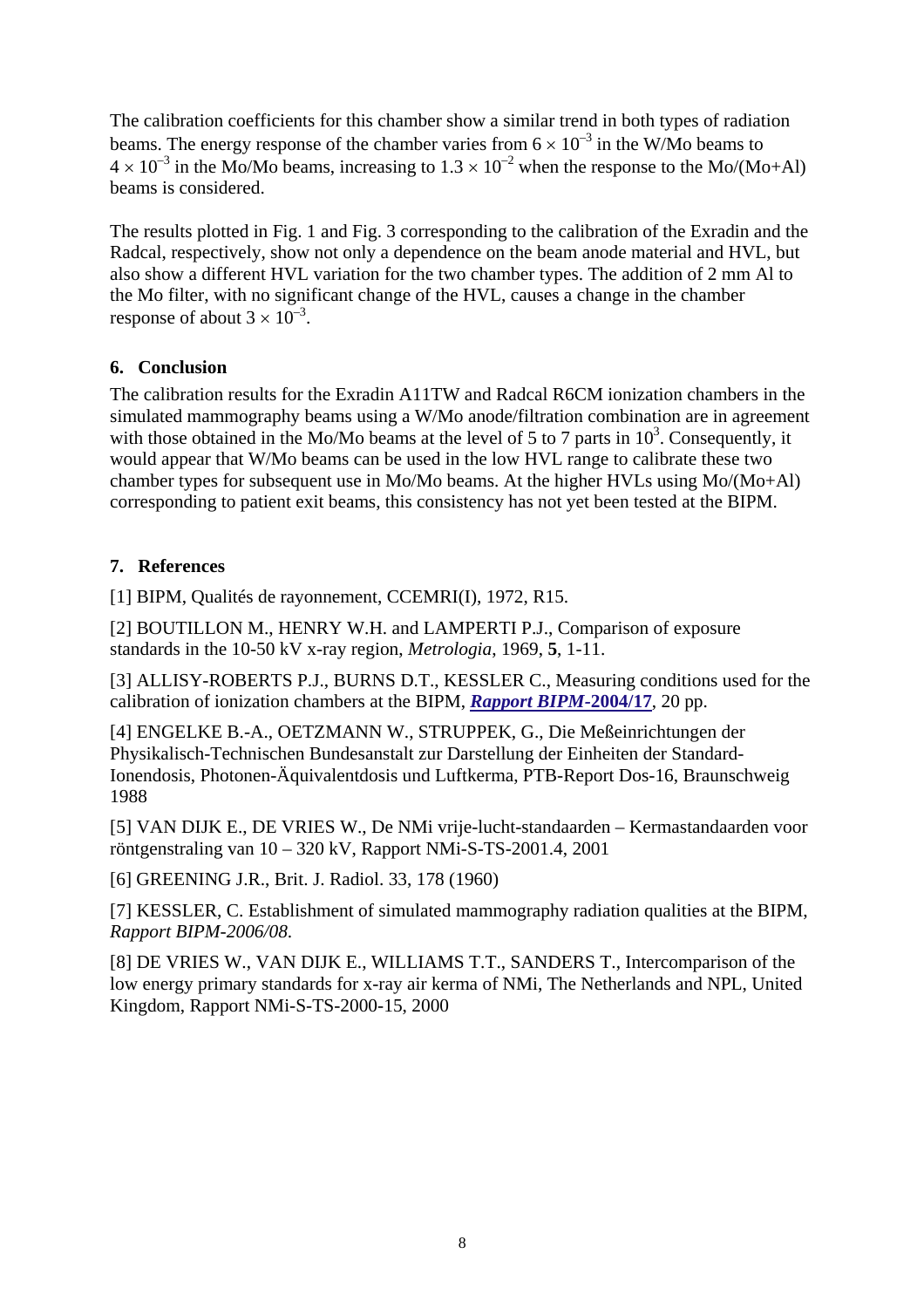The calibration coefficients for this chamber show a similar trend in both types of radiation beams. The energy response of the chamber varies from $6 \times 10^{-3}$ in the W/Mo beams to $4 \times 10^{-3}$ in the Mo/Mo beams, increasing to $1.3 \times 10^{-2}$ when the response to the Mo/(Mo+Al) beams is considered.

The results plotted in Fig. 1 and Fig. 3 corresponding to the calibration of the Exradin and the Radcal, respectively, show not only a dependence on the beam anode material and HVL, but also show a different HVL variation for the two chamber types. The addition of 2 mm Al to the Mo filter, with no significant change of the HVL, causes a change in the chamber response of about $3 \times 10^{-3}$.

## 6. Conclusion

The calibration results for the Exradin A11TW and Radcal R6CM ionization chambers in the simulated mammography beams using a W/Mo anode/filtration combination are in agreement with those obtained in the Mo/Mo beams at the level of 5 to 7 parts in $10^3$. Consequently, it would appear that W/Mo beams can be used in the low HVL range to calibrate these two chamber types for subsequent use in Mo/Mo beams. At the higher HVLs using Mo/(Mo+Al) corresponding to patient exit beams, this consistency has not yet been tested at the BIPM.

## 7. References

[1] BIPM, Qualités de rayonnement, CCEMRI(I), 1972, R15.

[2] BOUTILLON M., HENRY W.H. and LAMPERTI P.J., Comparison of exposure standards in the 10-50 kV x-ray region, *Metrologia*, 1969, **5**, 1-11.

[3] ALLISY-ROBERTS P.J., BURNS D.T., KESSLER C., Measuring conditions used for the calibration of ionization chambers at the BIPM, ***Rapport BIPM*-2004/17**, 20 pp.

[4] ENGELKE B.-A., OETZMANN W., STRUPPEK, G., Die Meßeinrichtungen der Physikalisch-Technischen Bundesanstalt zur Darstellung der Einheiten der Standard-Ionendosis, Photonen-Äquivalentdosis und Luftkerma, PTB-Report Dos-16, Braunschweig 1988

[5] VAN DIJK E., DE VRIES W., De NMi vrije-lucht-standaarden – Kermastandaarden voor röntgenstraling van 10 – 320 kV, Rapport NMi-S-TS-2001.4, 2001

[6] GREENING J.R., Brit. J. Radiol. 33, 178 (1960)

[7] KESSLER, C. Establishment of simulated mammography radiation qualities at the BIPM, *Rapport BIPM-2006/08*.

[8] DE VRIES W., VAN DIJK E., WILLIAMS T.T., SANDERS T., Intercomparison of the low energy primary standards for x-ray air kerma of NMi, The Netherlands and NPL, United Kingdom, Rapport NMi-S-TS-2000-15, 2000